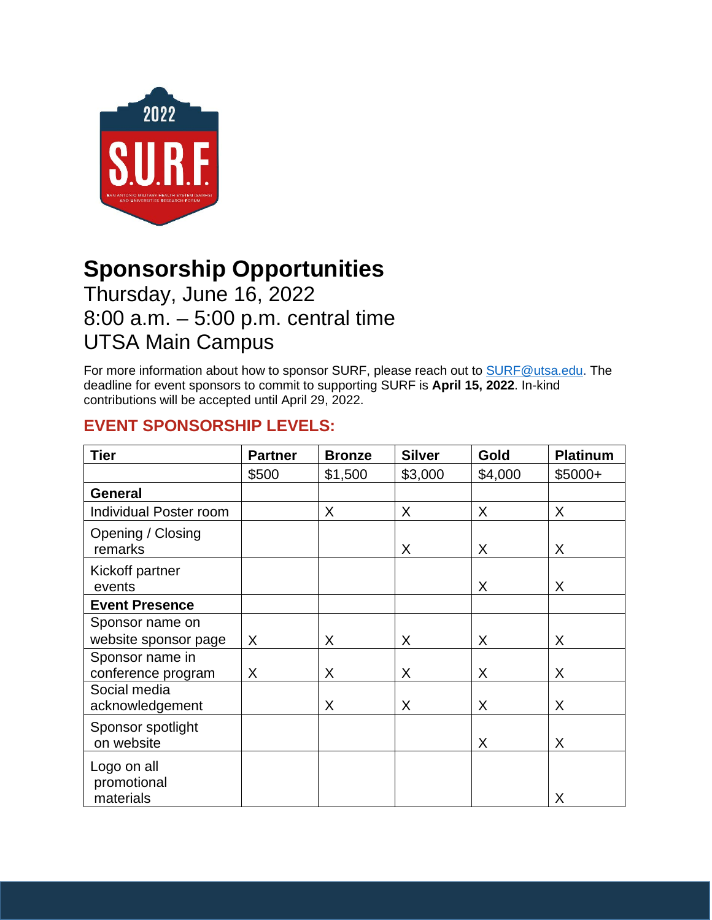# Sponsorship Opportunities

Thursday, June 16, 2022
8:00 a.m. – 5:00 p.m. central time
UTSA Main Campus

For more information about how to sponsor SURF, please reach out to SURF@utsa.edu. The deadline for event sponsors to commit to supporting SURF is **April 15, 2022**. In-kind contributions will be accepted until April 29, 2022.

## EVENT SPONSORSHIP LEVELS:

| Tier | Partner | Bronze | Silver | Gold | Platinum |
|---|---|---|---|---|---|
| | $500 | $1,500 | $3,000 | $4,000 | $5000+ |
| **General** | | | | | |
| Individual Poster room | | X | X | X | X |
| Opening / Closing remarks | | | X | X | X |
| Kickoff partner events | | | | X | X |
| **Event Presence** | | | | | |
| Sponsor name on website sponsor page | X | X | X | X | X |
| Sponsor name in conference program | X | X | X | X | X |
| Social media acknowledgement | | X | X | X | X |
| Sponsor spotlight on website | | | | X | X |
| Logo on all promotional materials | | | | | X |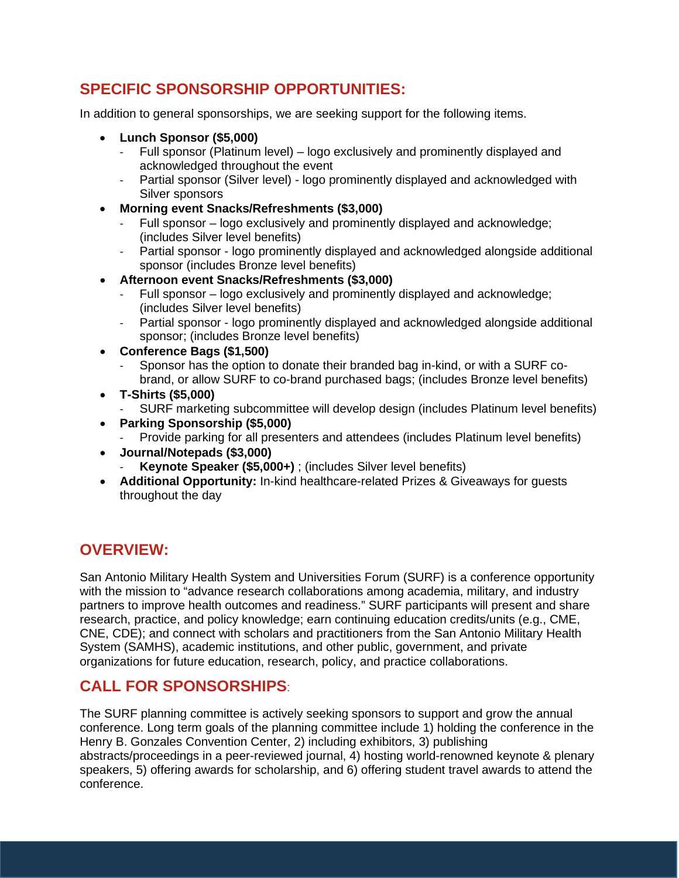## SPECIFIC SPONSORSHIP OPPORTUNITIES:

In addition to general sponsorships, we are seeking support for the following items.

- **Lunch Sponsor ($5,000)**
  - Full sponsor (Platinum level) – logo exclusively and prominently displayed and acknowledged throughout the event
  - Partial sponsor (Silver level) - logo prominently displayed and acknowledged with Silver sponsors
- **Morning event Snacks/Refreshments ($3,000)**
  - Full sponsor – logo exclusively and prominently displayed and acknowledge; (includes Silver level benefits)
  - Partial sponsor - logo prominently displayed and acknowledged alongside additional sponsor (includes Bronze level benefits)
- **Afternoon event Snacks/Refreshments ($3,000)**
  - Full sponsor – logo exclusively and prominently displayed and acknowledge; (includes Silver level benefits)
  - Partial sponsor - logo prominently displayed and acknowledged alongside additional sponsor; (includes Bronze level benefits)
- **Conference Bags ($1,500)**
  - Sponsor has the option to donate their branded bag in-kind, or with a SURF co-brand, or allow SURF to co-brand purchased bags; (includes Bronze level benefits)
- **T-Shirts ($5,000)**
  - SURF marketing subcommittee will develop design (includes Platinum level benefits)
- **Parking Sponsorship ($5,000)**
  - Provide parking for all presenters and attendees (includes Platinum level benefits)
- **Journal/Notepads ($3,000)**
  - **Keynote Speaker ($5,000+)** ; (includes Silver level benefits)
- **Additional Opportunity:** In-kind healthcare-related Prizes & Giveaways for guests throughout the day

## OVERVIEW:

San Antonio Military Health System and Universities Forum (SURF) is a conference opportunity with the mission to "advance research collaborations among academia, military, and industry partners to improve health outcomes and readiness." SURF participants will present and share research, practice, and policy knowledge; earn continuing education credits/units (e.g., CME, CNE, CDE); and connect with scholars and practitioners from the San Antonio Military Health System (SAMHS), academic institutions, and other public, government, and private organizations for future education, research, policy, and practice collaborations.

## CALL FOR SPONSORSHIPS:

The SURF planning committee is actively seeking sponsors to support and grow the annual conference. Long term goals of the planning committee include 1) holding the conference in the Henry B. Gonzales Convention Center, 2) including exhibitors, 3) publishing abstracts/proceedings in a peer-reviewed journal, 4) hosting world-renowned keynote & plenary speakers, 5) offering awards for scholarship, and 6) offering student travel awards to attend the conference.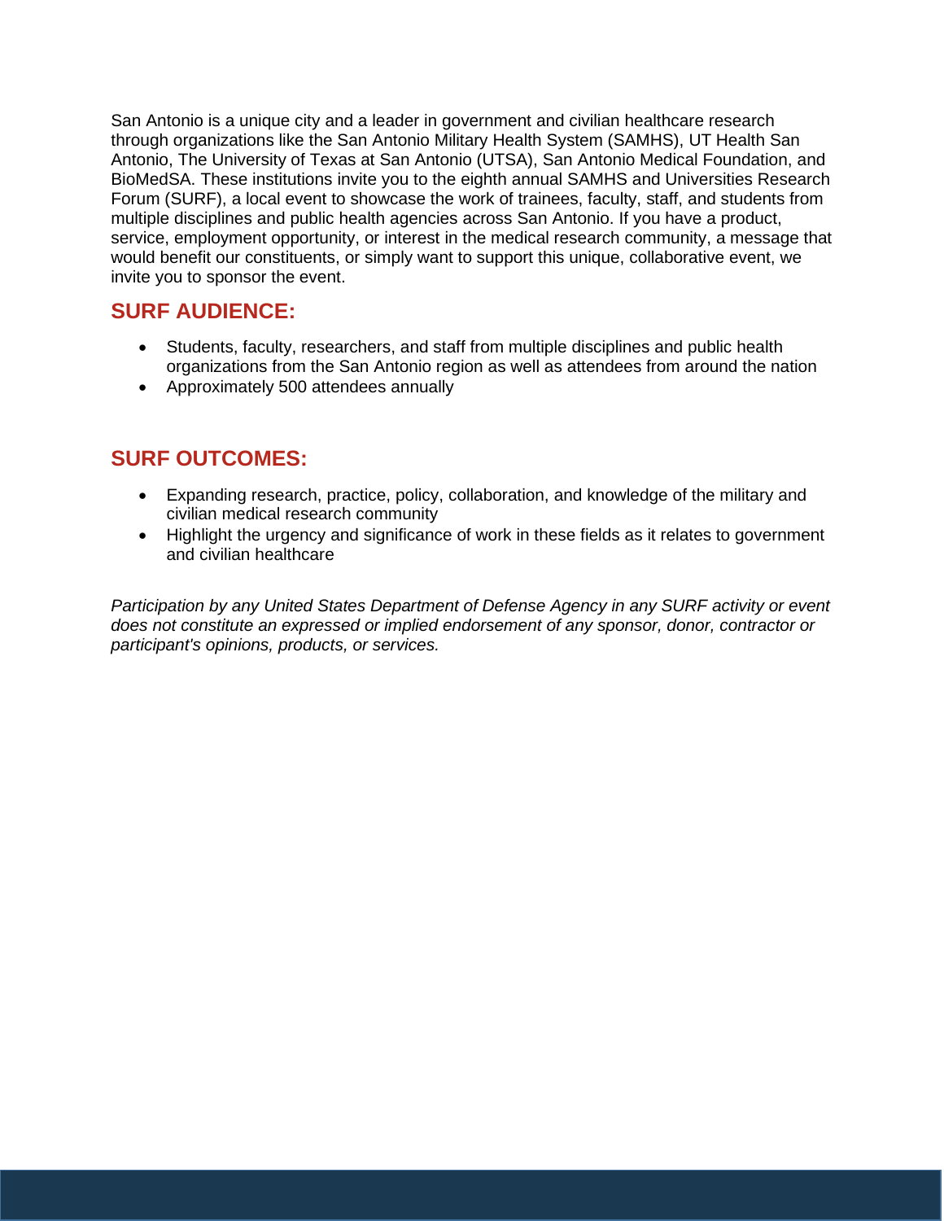San Antonio is a unique city and a leader in government and civilian healthcare research through organizations like the San Antonio Military Health System (SAMHS), UT Health San Antonio, The University of Texas at San Antonio (UTSA), San Antonio Medical Foundation, and BioMedSA. These institutions invite you to the eighth annual SAMHS and Universities Research Forum (SURF), a local event to showcase the work of trainees, faculty, staff, and students from multiple disciplines and public health agencies across San Antonio. If you have a product, service, employment opportunity, or interest in the medical research community, a message that would benefit our constituents, or simply want to support this unique, collaborative event, we invite you to sponsor the event.

## SURF AUDIENCE:

- Students, faculty, researchers, and staff from multiple disciplines and public health organizations from the San Antonio region as well as attendees from around the nation
- Approximately 500 attendees annually

## SURF OUTCOMES:

- Expanding research, practice, policy, collaboration, and knowledge of the military and civilian medical research community
- Highlight the urgency and significance of work in these fields as it relates to government and civilian healthcare

*Participation by any United States Department of Defense Agency in any SURF activity or event does not constitute an expressed or implied endorsement of any sponsor, donor, contractor or participant's opinions, products, or services.*